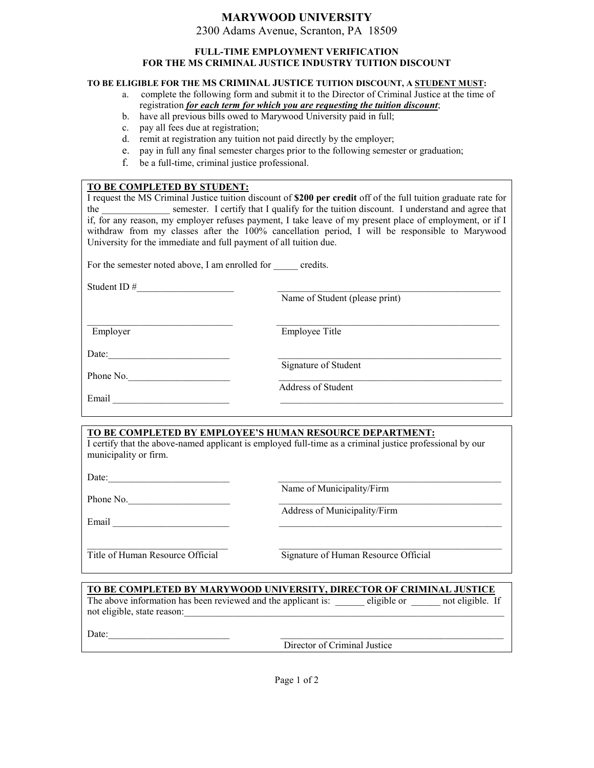# MARYWOOD UNIVERSITY

2300 Adams Avenue, Scranton, PA 18509

## FULL-TIME EMPLOYMENT VERIFICATION
## FOR THE MS CRIMINAL JUSTICE INDUSTRY TUITION DISCOUNT

**TO BE ELIGIBLE FOR THE MS CRIMINAL JUSTICE TUITION DISCOUNT, A <u>STUDENT MUST</u>:**

a. complete the following form and submit it to the Director of Criminal Justice at the time of registration ***<u>for each term for which you are requesting the tuition discount</u>***;

b. have all previous bills owed to Marywood University paid in full;

c. pay all fees due at registration;

d. remit at registration any tuition not paid directly by the employer;

e. pay in full any final semester charges prior to the following semester or graduation;

f. be a full-time, criminal justice professional.

---

**<u>TO BE COMPLETED BY STUDENT:</u>**

I request the MS Criminal Justice tuition discount of **$200 per credit** off of the full tuition graduate rate for the ______________ semester. I certify that I qualify for the tuition discount. I understand and agree that if, for any reason, my employer refuses payment, I take leave of my present place of employment, or if I withdraw from my classes after the 100% cancellation period, I will be responsible to Marywood University for the immediate and full payment of all tuition due.

For the semester noted above, I am enrolled for _____ credits.

Student ID #____________________

_______________________________________________
Name of Student (please print)

_______________________________
Employer

_______________________________________________
Employee Title

Date:__________________________

_______________________________________________
Signature of Student

Phone No.______________________

_______________________________________________
Address of Student

Email _________________________

_______________________________________________

---

**<u>TO BE COMPLETED BY EMPLOYEE'S HUMAN RESOURCE DEPARTMENT:</u>**

I certify that the above-named applicant is employed full-time as a criminal justice professional by our municipality or firm.

Date:__________________________

_______________________________________________
Name of Municipality/Firm

Phone No.______________________

_______________________________________________
Address of Municipality/Firm

Email _________________________

_______________________________________________

_______________________________
Title of Human Resource Official

_______________________________________________
Signature of Human Resource Official

---

**<u>TO BE COMPLETED BY MARYWOOD UNIVERSITY, DIRECTOR OF CRIMINAL JUSTICE</u>**

The above information has been reviewed and the applicant is: ______ eligible or ______ not eligible. If not eligible, state reason:____________________________________________________________________

Date:__________________________

_______________________________________________
Director of Criminal Justice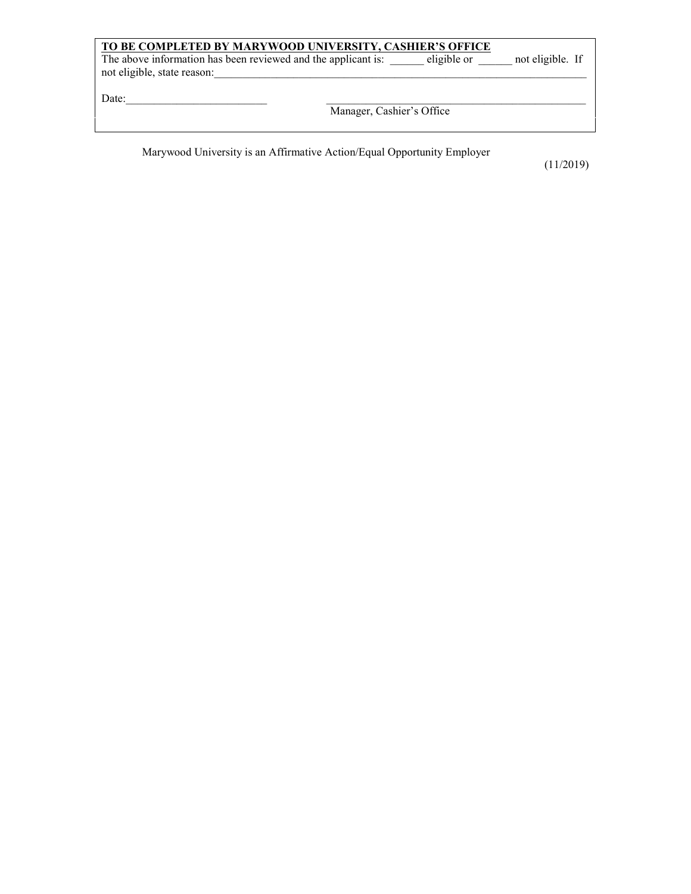**TO BE COMPLETED BY MARYWOOD UNIVERSITY, CASHIER'S OFFICE**

The above information has been reviewed and the applicant is: ______ eligible or ______ not eligible. If not eligible, state reason:_______________________________________________________________________

Date:_________________________ _______________________________________________

Manager, Cashier's Office

Marywood University is an Affirmative Action/Equal Opportunity Employer

(11/2019)